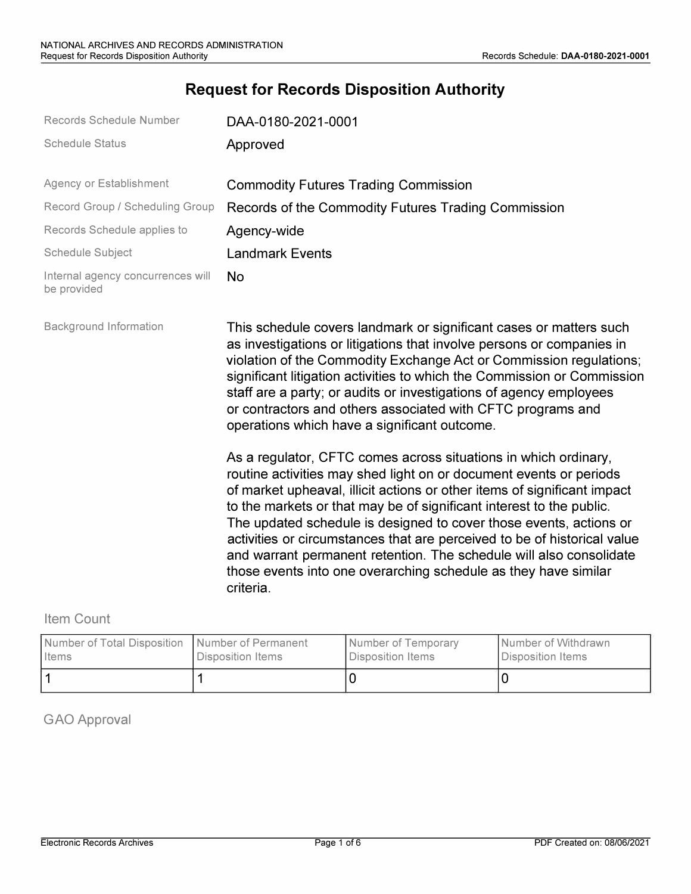# Request for Records Disposition Authority

| | |
|---|---|
| Records Schedule Number | DAA-0180-2021-0001 |
| Schedule Status | Approved |
| Agency or Establishment | Commodity Futures Trading Commission |
| Record Group / Scheduling Group | Records of the Commodity Futures Trading Commission |
| Records Schedule applies to | Agency-wide |
| Schedule Subject | Landmark Events |
| Internal agency concurrences will be provided | No |

**Background Information**

This schedule covers landmark or significant cases or matters such as investigations or litigations that involve persons or companies in violation of the Commodity Exchange Act or Commission regulations; significant litigation activities to which the Commission or Commission staff are a party; or audits or investigations of agency employees or contractors and others associated with CFTC programs and operations which have a significant outcome.

As a regulator, CFTC comes across situations in which ordinary, routine activities may shed light on or document events or periods of market upheaval, illicit actions or other items of significant impact to the markets or that may be of significant interest to the public. The updated schedule is designed to cover those events, actions or activities or circumstances that are perceived to be of historical value and warrant permanent retention. The schedule will also consolidate those events into one overarching schedule as they have similar criteria.

## Item Count

| Number of Total Disposition Items | Number of Permanent Disposition Items | Number of Temporary Disposition Items | Number of Withdrawn Disposition Items |
|---|---|---|---|
| 1 | 1 | 0 | 0 |

## GAO Approval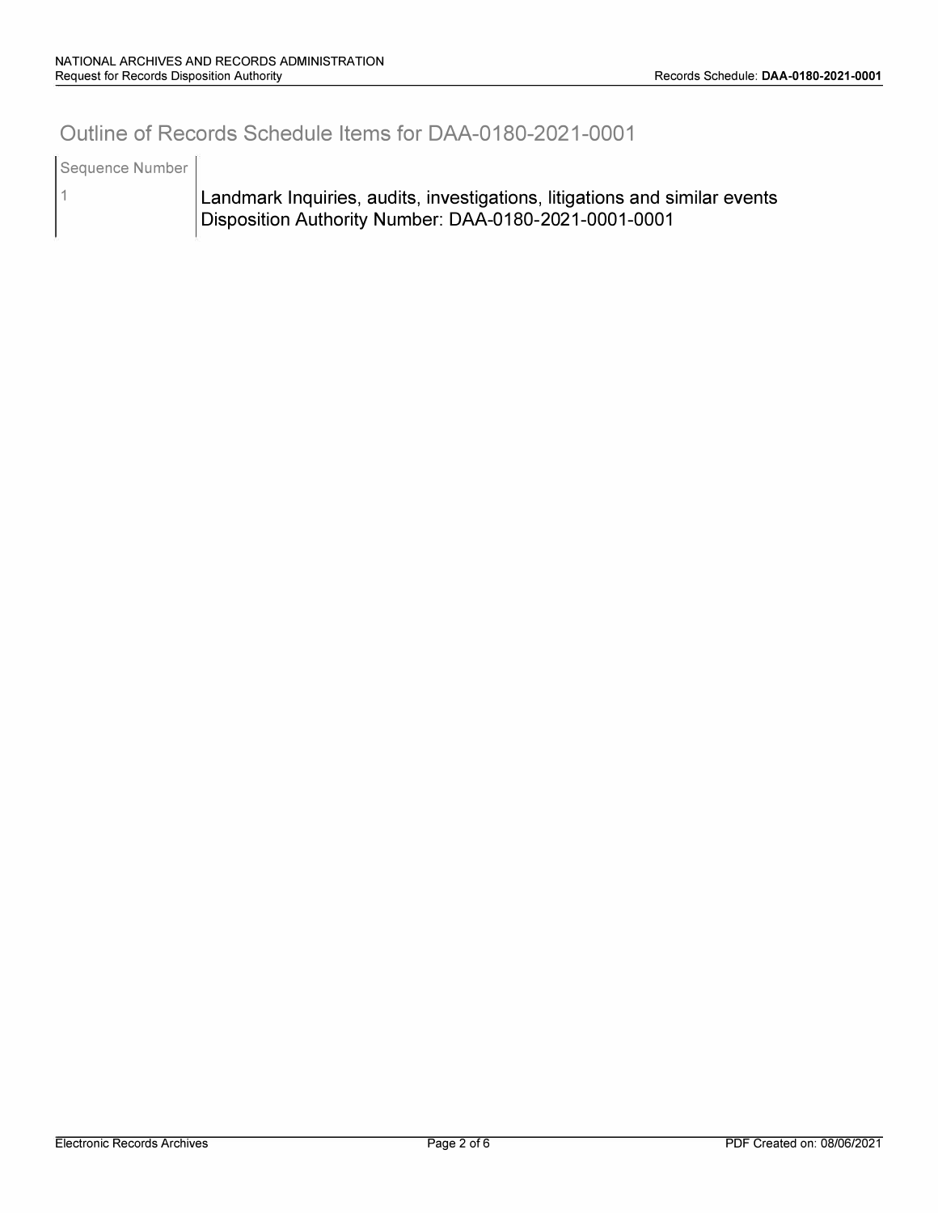# Outline of Records Schedule Items for DAA-0180-2021-0001

| Sequence Number | |
|---|---|
| 1 | Landmark Inquiries, audits, investigations, litigations and similar events<br>Disposition Authority Number: DAA-0180-2021-0001-0001 |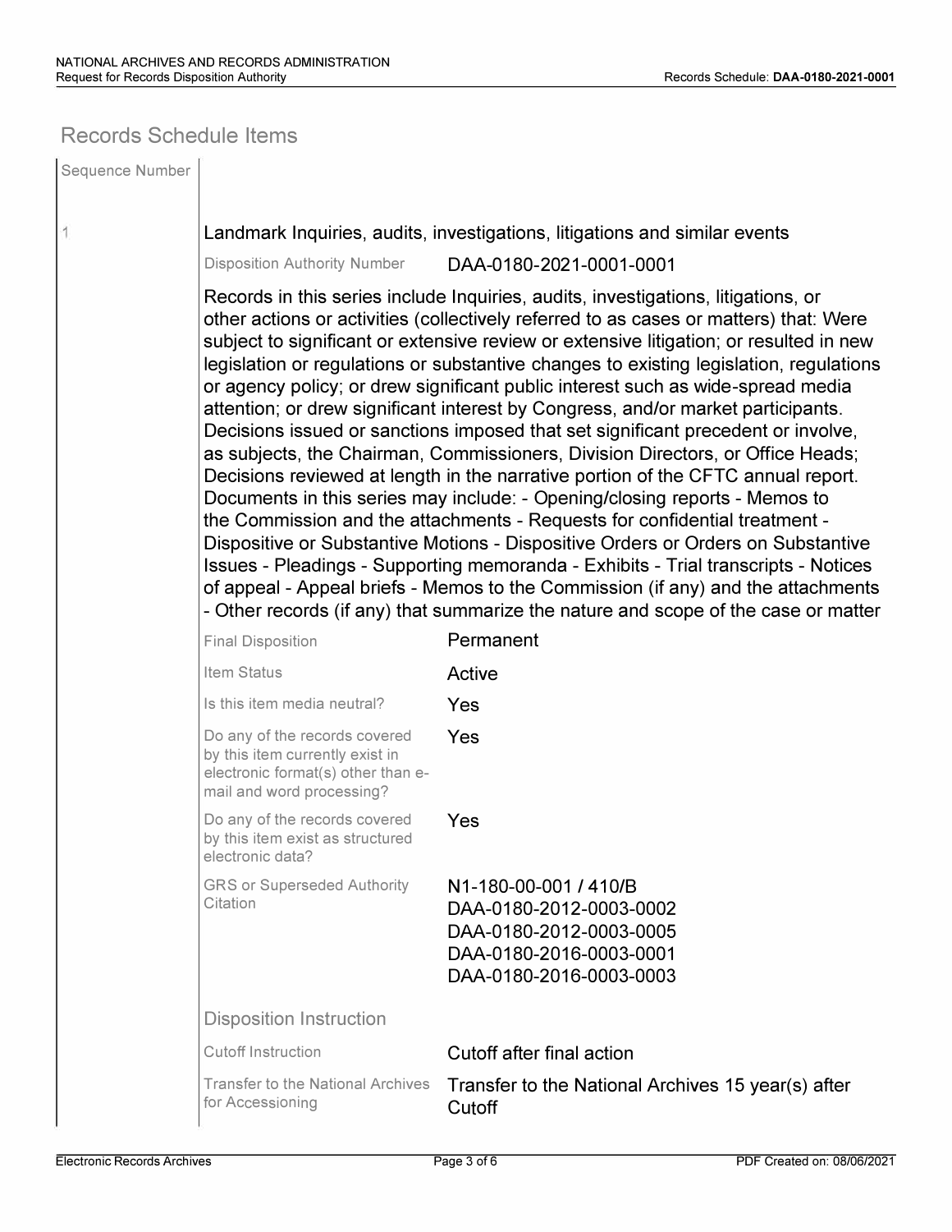## Records Schedule Items

| Sequence Number | |
|---|---|
| 1 | **Landmark Inquiries, audits, investigations, litigations and similar events** |

**Disposition Authority Number:** DAA-0180-2021-0001-0001

Records in this series include Inquiries, audits, investigations, litigations, or other actions or activities (collectively referred to as cases or matters) that: Were subject to significant or extensive review or extensive litigation; or resulted in new legislation or regulations or substantive changes to existing legislation, regulations or agency policy; or drew significant public interest such as wide-spread media attention; or drew significant interest by Congress, and/or market participants. Decisions issued or sanctions imposed that set significant precedent or involve, as subjects, the Chairman, Commissioners, Division Directors, or Office Heads; Decisions reviewed at length in the narrative portion of the CFTC annual report. Documents in this series may include: - Opening/closing reports - Memos to the Commission and the attachments - Requests for confidential treatment - Dispositive or Substantive Motions - Dispositive Orders or Orders on Substantive Issues - Pleadings - Supporting memoranda - Exhibits - Trial transcripts - Notices of appeal - Appeal briefs - Memos to the Commission (if any) and the attachments - Other records (if any) that summarize the nature and scope of the case or matter

| | |
|---|---|
| Final Disposition | Permanent |
| Item Status | Active |
| Is this item media neutral? | Yes |
| Do any of the records covered by this item currently exist in electronic format(s) other than e-mail and word processing? | Yes |
| Do any of the records covered by this item exist as structured electronic data? | Yes |
| GRS or Superseded Authority Citation | N1-180-00-001 / 410/B<br>DAA-0180-2012-0003-0002<br>DAA-0180-2012-0003-0005<br>DAA-0180-2016-0003-0001<br>DAA-0180-2016-0003-0003 |

### Disposition Instruction

| | |
|---|---|
| Cutoff Instruction | Cutoff after final action |
| Transfer to the National Archives for Accessioning | Transfer to the National Archives 15 year(s) after Cutoff |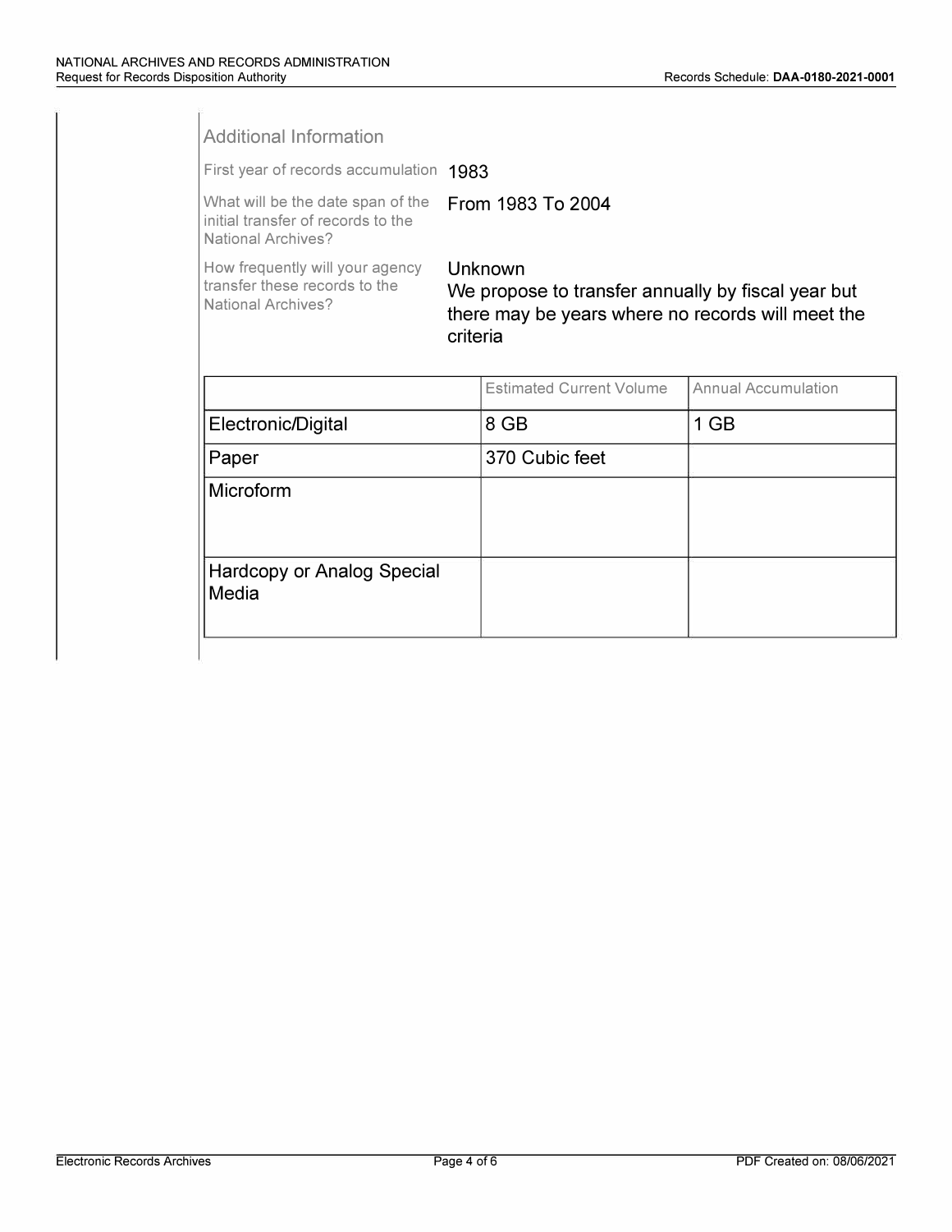### Additional Information

First year of records accumulation: 1983

What will be the date span of the initial transfer of records to the National Archives?: From 1983 To 2004

How frequently will your agency transfer these records to the National Archives?: Unknown
We propose to transfer annually by fiscal year but there may be years where no records will meet the criteria

| | Estimated Current Volume | Annual Accumulation |
|---|---|---|
| Electronic/Digital | 8 GB | 1 GB |
| Paper | 370 Cubic feet | |
| Microform | | |
| Hardcopy or Analog Special Media | | |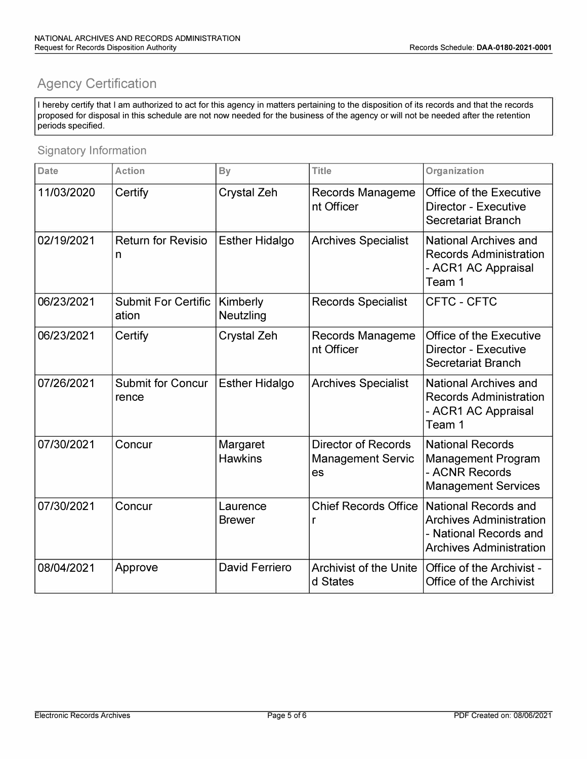## Agency Certification

I hereby certify that I am authorized to act for this agency in matters pertaining to the disposition of its records and that the records proposed for disposal in this schedule are not now needed for the business of the agency or will not be needed after the retention periods specified.

### Signatory Information

| Date | Action | By | Title | Organization |
|---|---|---|---|---|
| 11/03/2020 | Certify | Crystal Zeh | Records Management Officer | Office of the Executive Director - Executive Secretariat Branch |
| 02/19/2021 | Return for Revision | Esther Hidalgo | Archives Specialist | National Archives and Records Administration - ACR1 AC Appraisal Team 1 |
| 06/23/2021 | Submit For Certification | Kimberly Neutzling | Records Specialist | CFTC - CFTC |
| 06/23/2021 | Certify | Crystal Zeh | Records Management Officer | Office of the Executive Director - Executive Secretariat Branch |
| 07/26/2021 | Submit for Concurrence | Esther Hidalgo | Archives Specialist | National Archives and Records Administration - ACR1 AC Appraisal Team 1 |
| 07/30/2021 | Concur | Margaret Hawkins | Director of Records Management Services | National Records Management Program - ACNR Records Management Services |
| 07/30/2021 | Concur | Laurence Brewer | Chief Records Officer | National Records and Archives Administration - National Records and Archives Administration |
| 08/04/2021 | Approve | David Ferriero | Archivist of the United States | Office of the Archivist - Office of the Archivist |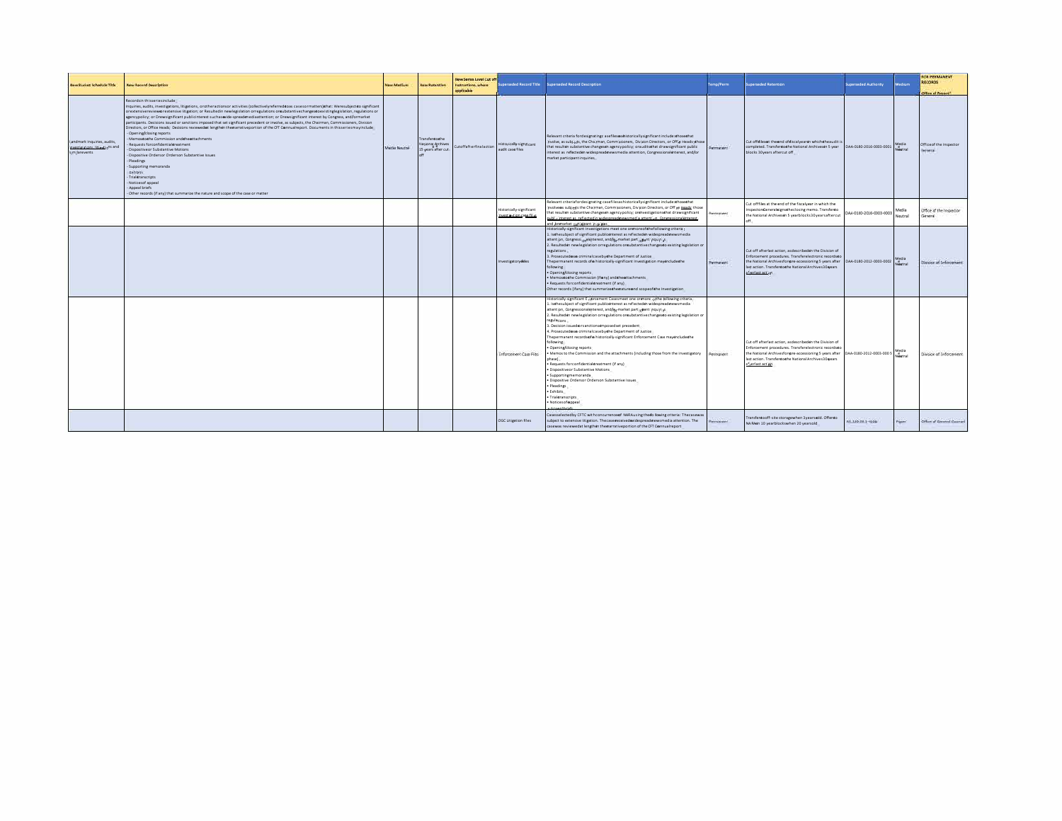| New Bucket Schedule Title | New Record Description | New Medium | New Retention | New Series Level Cut off Instructions, where applicable | Superseded Record Title | Superseded Record Description | Temp/Perm | Superseded Retention | Superseded Authority | Medium | FOR PERMANENT RECORDS Office of Record* |
|---|---|---|---|---|---|---|---|---|---|---|---|
| Landmark inquiries, audits, investigations, litigations and similar events | Records in this series include: Inquiries, audits, investigations, litigations, or other actions or activities (collectively referred to as cases or matters) that: Were subject to significant or extensive review or extensive litigation; or Resulted in new legislation or regulations or substantive changes to existing legislation, regulations or agency policy; or Drew significant public interest such as wide-spread media attention; or Drew significant interest by Congress, and/or market participants. Decisions issued or sanctions imposed that set significant precedent or involve, as subjects, the Chairman, Commissioners, Division Directors, or Office Heads; Decisions reviewed at length in the narrative portion of the CFTC annual report. Documents in this series may include: - Opening/closing reports - Memos to the Commission and the attachments - Requests for confidential treatment - Dispositive or Substantive Motions - Dispositive Orders or Orders on Substantive Issues - Pleadings - Supporting memoranda - Exhibits - Trial transcripts - Notices of appeal - Appeal briefs - Other records (if any) that summarize the nature and scope of the case or matter | Media Neutral | Transfer to the National Archives 15 years after cut-off | Cutoff after final action | Historically-significant audit case files | Relevant criteria for designating case files as historically significant include those that involve, as subjects, the Chairman, Commissioners, Division Directors, or Office Heads; those that resulted in substantive changes in agency policy; or audits that drew significant public interest as reflected in widespread media attention, Congressional interest, and/or market participant inquiries. | Permanent | Cut off files at the end of fiscal year in which the audit is completed. Transfer to the National Archives in 5 year blocks 30 years after cut off. | DAA-0180-2016-0003-0001 | Media Neutral | Office of the Inspector General |
| | | | | | Historically-significant investigation case files | Relevant criteria for designating case files as historically significant include those that involve as subjects the Chairman, Commissioners, Division Directors, or Office Heads; those that resulted in substantive changes in agency policy; or investigations that drew significant public interest as reflected in widespread media attention, Congressional interest, and/or market participant inquiries. | Permanent | Cut off files at the end of the fiscal year in which the Inspector General signs the closing memo. Transfer to the National Archives in 5 year blocks 30 years after cut off. | DAA-0180-2016-0003-0003 | Media Neutral | Office of the Inspector General |
| | | | | | Investigatory files | Historically-significant investigations meet one or more of the following criteria: 1. Is the subject of significant public interest as reflected in widespread news media attention, Congressional interest, and/or market participant inquiries. 2. Resulted in new legislation or regulations or substantive changes to existing legislation or regulations. 3. Prosecuted as a criminal case by the Department of Justice. The permanent records of a historically-significant investigation may include the following: • Opening/closing reports • Memos to the Commission (if any) and the attachments • Requests for confidential treatment (if any) Other records (if any) that summarize the nature and scope of the investigation. | Permanent | Cut off after last action, as described in the Division of Enforcement procedures. Transfer electronic records to the National Archives for pre-accessioning 5 years after last action. Transfer to the National Archives 30 years after last action. | DAA-0180-2012-0003-0002 | Media Neutral | Division of Enforcement |
| | | | | | Enforcement Case Files | Historically-significant Enforcement Cases meet one or more of the following criteria: 1. Is the subject of significant public interest as reflected in widespread news media attention, Congressional interest, and/or market participant inquiries. 2. Resulted in new legislation or regulations or substantive changes to existing legislation or regulations. 3. Decision issued or sanctions imposed set precedent. 4. Prosecuted as a criminal case by the Department of Justice. The permanent records of a historically-significant Enforcement Case may include the following: • Opening/closing reports • Memos to the Commission and the attachments (including those from the investigatory phase) • Requests for confidential treatment (if any) • Dispositive or Substantive Motions • Supporting memoranda • Dispositive Orders or Orders on Substantive Issues • Pleadings • Exhibits • Trial transcripts • Notices of appeal • Appeal briefs | Permanent | Cut off after last action, as described in the Division of Enforcement procedures. Transfer electronic records to the National Archives for pre-accessioning 5 years after last action. Transfer to the National Archives 30 years after last action. | DAA-0180-2012-0003-0005 | Media Neutral | Division of Enforcement |
| | | | | | OGC Litigation Files | Cases selected by CFTC with concurrence of NARA using the following criteria: The case was subject to extensive litigation. The case received widespread news media attention. The case was reviewed at length in the narrative portion of the CFTC annual report. | Permanent | Transfer to off-site storage when 3 years old. Offer to NARA in 10 year blocks when 20 years old. | N1-180-90-1-026 | Paper | Office of General Counsel |